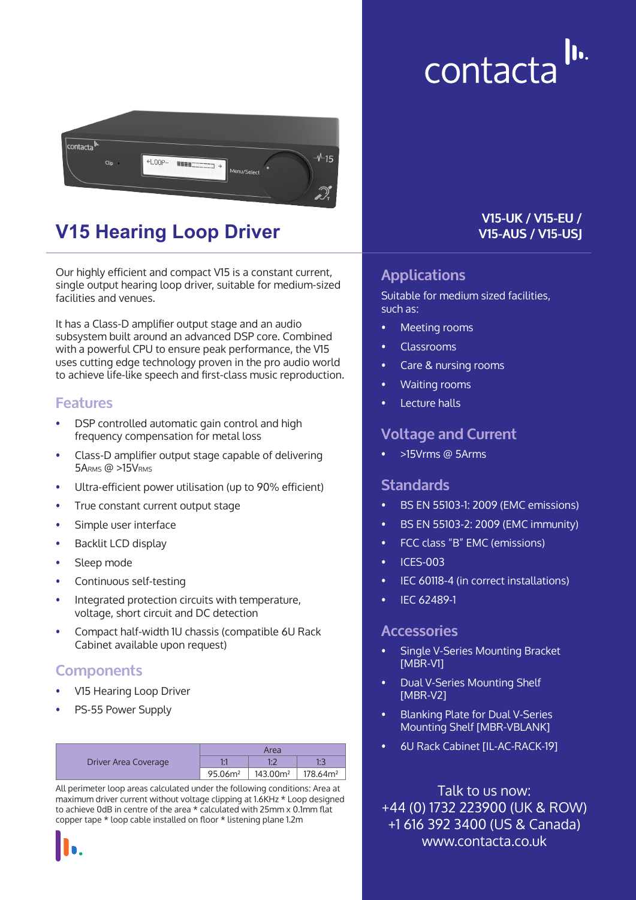contacta

# V15 Hearing Loop Driver

**V15-UK / V15-EU / V15-AUS / V15-USJ**

Our highly efficient and compact V15 is a constant current, single output hearing loop driver, suitable for medium-sized facilities and venues.

It has a Class-D amplifier output stage and an audio subsystem built around an advanced DSP core. Combined with a powerful CPU to ensure peak performance, the V15 uses cutting edge technology proven in the pro audio world to achieve life-like speech and first-class music reproduction.

## Features

- DSP controlled automatic gain control and high frequency compensation for metal loss
- Class-D amplifier output stage capable of delivering $5A_{RMS}$ @ $>15V_{RMS}$
- Ultra-efficient power utilisation (up to 90% efficient)
- True constant current output stage
- Simple user interface
- Backlit LCD display
- Sleep mode
- Continuous self-testing
- Integrated protection circuits with temperature, voltage, short circuit and DC detection
- Compact half-width 1U chassis (compatible 6U Rack Cabinet available upon request)

## Components

- V15 Hearing Loop Driver
- PS-55 Power Supply

| Driver Area Coverage | Area | | |
|---|---|---|---|
| | 1:1 | 1:2 | 1:3 |
| | 95.06m² | 143.00m² | 178.64m² |

All perimeter loop areas calculated under the following conditions: Area at maximum driver current without voltage clipping at 1.6KHz * Loop designed to achieve 0dB in centre of the area * calculated with 25mm x 0.1mm flat copper tape * loop cable installed on floor * listening plane 1.2m

## Applications

Suitable for medium sized facilities, such as:

- Meeting rooms
- Classrooms
- Care & nursing rooms
- Waiting rooms
- Lecture halls

## Voltage and Current

- >15Vrms @ 5Arms

## Standards

- BS EN 55103-1: 2009 (EMC emissions)
- BS EN 55103-2: 2009 (EMC immunity)
- FCC class "B" EMC (emissions)
- ICES-003
- IEC 60118-4 (in correct installations)
- IEC 62489-1

## Accessories

- Single V-Series Mounting Bracket [MBR-V1]
- Dual V-Series Mounting Shelf [MBR-V2]
- Blanking Plate for Dual V-Series Mounting Shelf [MBR-VBLANK]
- 6U Rack Cabinet [IL-AC-RACK-19]

Talk to us now:
+44 (0) 1732 223900 (UK & ROW)
+1 616 392 3400 (US & Canada)
www.contacta.co.uk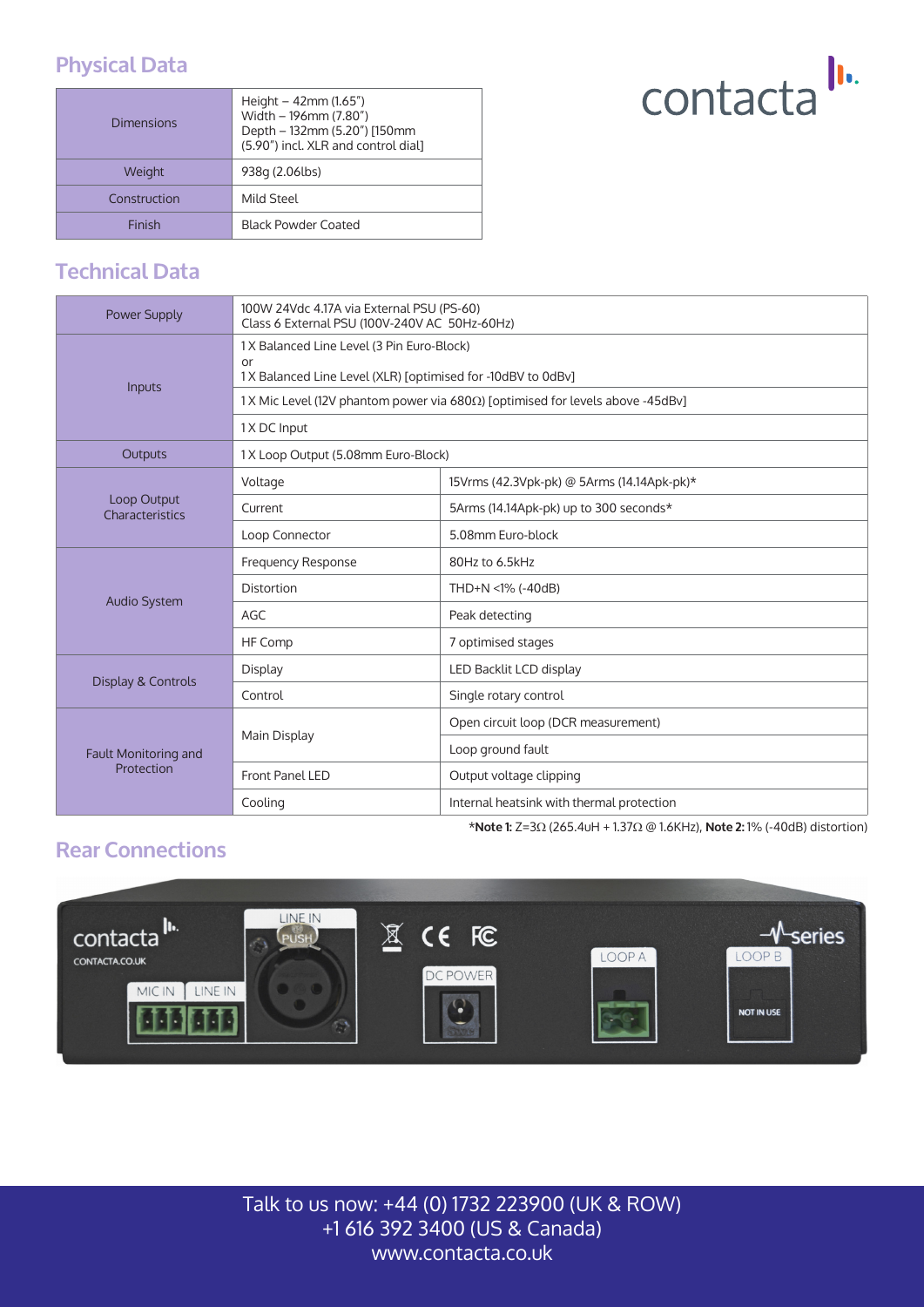## Physical Data

| | |
|---|---|
| Dimensions | Height – 42mm (1.65") Width – 196mm (7.80") Depth – 132mm (5.20") [150mm (5.90") incl. XLR and control dial] |
| Weight | 938g (2.06lbs) |
| Construction | Mild Steel |
| Finish | Black Powder Coated |

## Technical Data

| | | |
|---|---|---|
| Power Supply | 100W 24Vdc 4.17A via External PSU (PS-60) Class 6 External PSU (100V-240V AC 50Hz-60Hz) | |
| Inputs | 1 X Balanced Line Level (3 Pin Euro-Block) or 1 X Balanced Line Level (XLR) [optimised for -10dBV to 0dBv] | |
| | 1 X Mic Level (12V phantom power via 680Ω) [optimised for levels above -45dBv] | |
| | 1 X DC Input | |
| Outputs | 1 X Loop Output (5.08mm Euro-Block) | |
| Loop Output Characteristics | Voltage | 15Vrms (42.3Vpk-pk) @ 5Arms (14.14Apk-pk)* |
| | Current | 5Arms (14.14Apk-pk) up to 300 seconds* |
| | Loop Connector | 5.08mm Euro-block |
| Audio System | Frequency Response | 80Hz to 6.5kHz |
| | Distortion | THD+N <1% (-40dB) |
| | AGC | Peak detecting |
| | HF Comp | 7 optimised stages |
| Display & Controls | Display | LED Backlit LCD display |
| | Control | Single rotary control |
| Fault Monitoring and Protection | Main Display | Open circuit loop (DCR measurement) |
| | | Loop ground fault |
| | Front Panel LED | Output voltage clipping |
| | Cooling | Internal heatsink with thermal protection |

***Note 1:** Z=3Ω (265.4uH + 1.37Ω @ 1.6KHz), **Note 2:** 1% (-40dB) distortion)

## Rear Connections

Talk to us now: +44 (0) 1732 223900 (UK & ROW)
+1 616 392 3400 (US & Canada)
www.contacta.co.uk